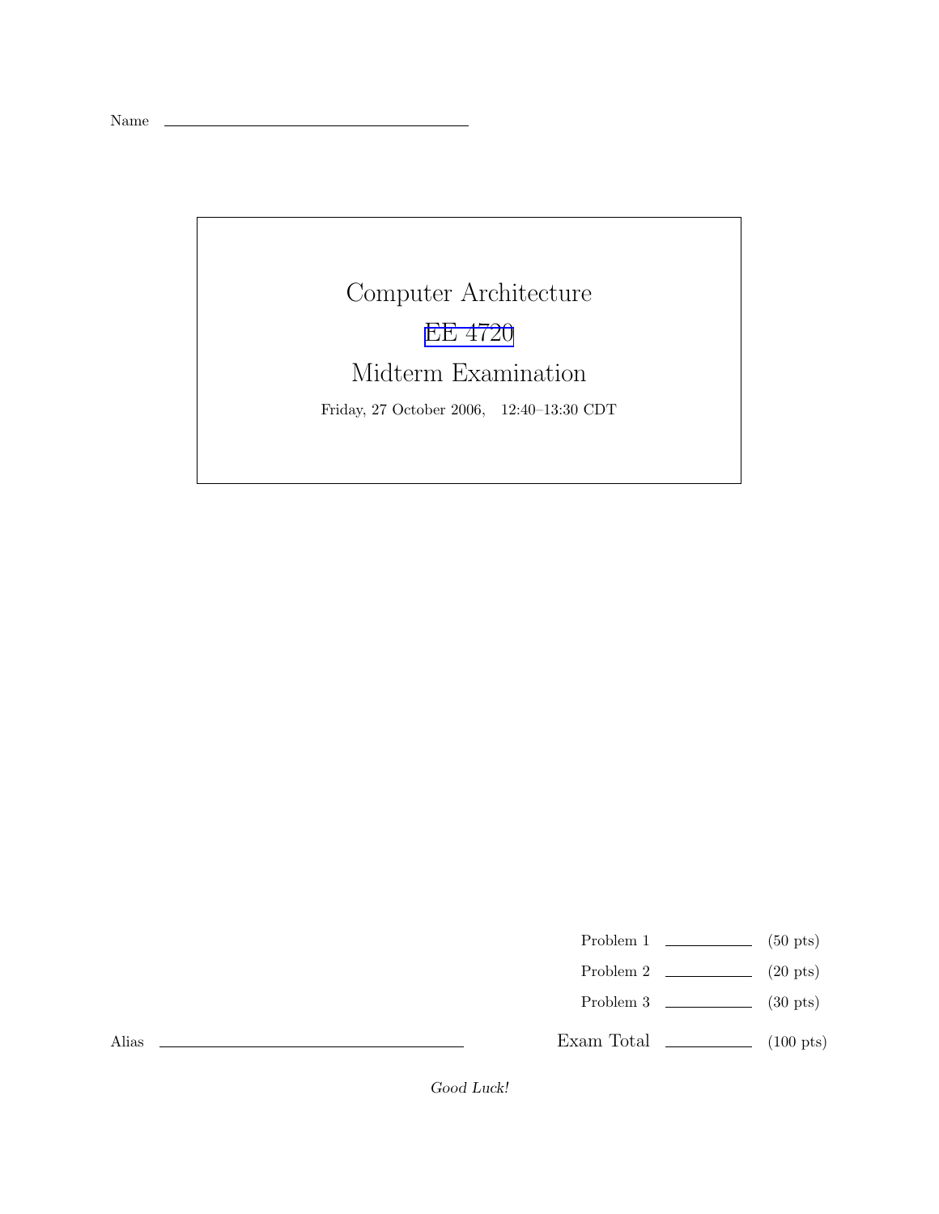Name ____________________

# Computer Architecture

## EE 4720

## Midterm Examination

Friday, 27 October 2006, 12:40–13:30 CDT

| | | |
|---|---|---|
| Problem 1 | ______ | (50 pts) |
| Problem 2 | ______ | (20 pts) |
| Problem 3 | ______ | (30 pts) |
| **Exam Total** | ______ | (100 pts) |

Alias ____________________

*Good Luck!*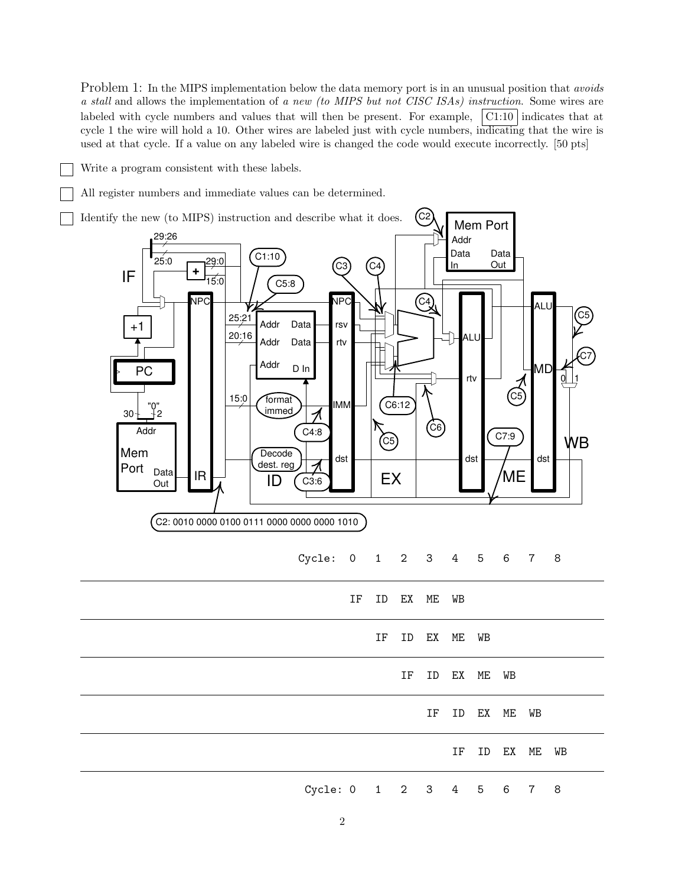Problem 1: In the MIPS implementation below the data memory port is in an unusual position that *avoids a stall* and allows the implementation of *a new (to MIPS but not CISC ISAs) instruction*. Some wires are labeled with cycle numbers and values that will then be present. For example, C1:10 indicates that at cycle 1 the wire will hold a 10. Other wires are labeled just with cycle numbers, indicating that the wire is used at that cycle. If a value on any labeled wire is changed the code would execute incorrectly. [50 pts]

- [ ] Write a program consistent with these labels.
- [ ] All register numbers and immediate values can be determined.
- [ ] Identify the new (to MIPS) instruction and describe what it does.

C2: 0010 0000 0100 0111 0000 0000 0000 1010

| | Cycle: 0 | 1 | 2 | 3 | 4 | 5 | 6 | 7 | 8 |
|---|---|---|---|---|---|---|---|---|---|
| | IF | ID | EX | ME | WB | | | | |
| | | IF | ID | EX | ME | WB | | | |
| | | | IF | ID | EX | ME | WB | | |
| | | | | IF | ID | EX | ME | WB | |
| | | | | | IF | ID | EX | ME | WB |
| | Cycle: 0 | 1 | 2 | 3 | 4 | 5 | 6 | 7 | 8 |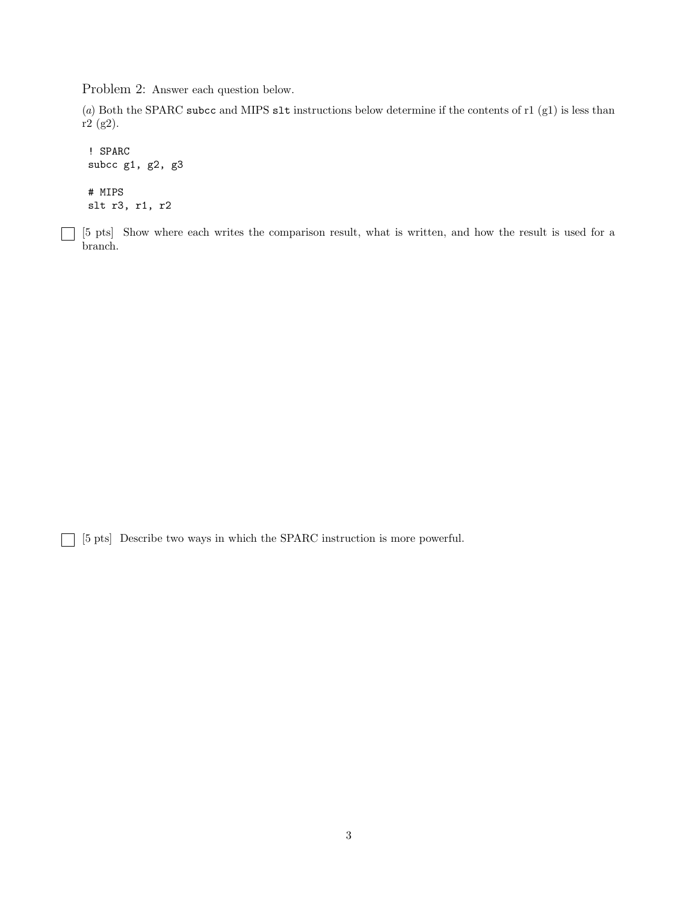Problem 2: Answer each question below.

(*a*) Both the SPARC `subcc` and MIPS `slt` instructions below determine if the contents of r1 (g1) is less than r2 (g2).

```
! SPARC
subcc g1, g2, g3

# MIPS
slt r3, r1, r2
```

☐ [5 pts] Show where each writes the comparison result, what is written, and how the result is used for a branch.

☐ [5 pts] Describe two ways in which the SPARC instruction is more powerful.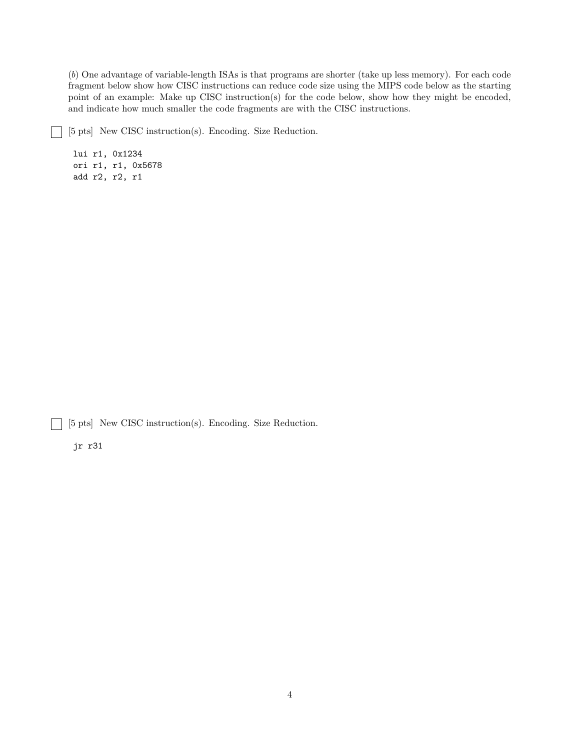(*b*) One advantage of variable-length ISAs is that programs are shorter (take up less memory). For each code fragment below show how CISC instructions can reduce code size using the MIPS code below as the starting point of an example: Make up CISC instruction(s) for the code below, show how they might be encoded, and indicate how much smaller the code fragments are with the CISC instructions.

☐ [5 pts] New CISC instruction(s). Encoding. Size Reduction.

```
lui r1, 0x1234
ori r1, r1, 0x5678
add r2, r2, r1
```

☐ [5 pts] New CISC instruction(s). Encoding. Size Reduction.

```
jr r31
```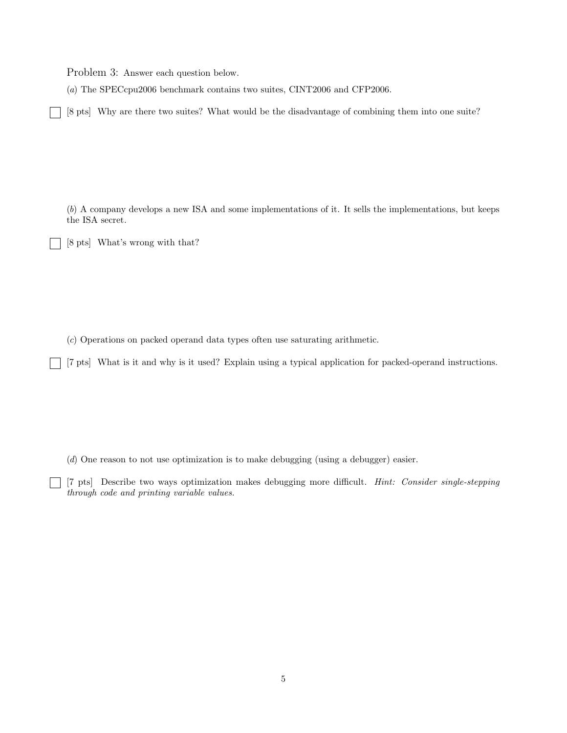Problem 3: Answer each question below.

(*a*) The SPECcpu2006 benchmark contains two suites, CINT2006 and CFP2006.

☐ [8 pts] Why are there two suites? What would be the disadvantage of combining them into one suite?

(*b*) A company develops a new ISA and some implementations of it. It sells the implementations, but keeps the ISA secret.

☐ [8 pts] What's wrong with that?

(*c*) Operations on packed operand data types often use saturating arithmetic.

☐ [7 pts] What is it and why is it used? Explain using a typical application for packed-operand instructions.

(*d*) One reason to not use optimization is to make debugging (using a debugger) easier.

☐ [7 pts] Describe two ways optimization makes debugging more difficult. *Hint: Consider single-stepping through code and printing variable values.*